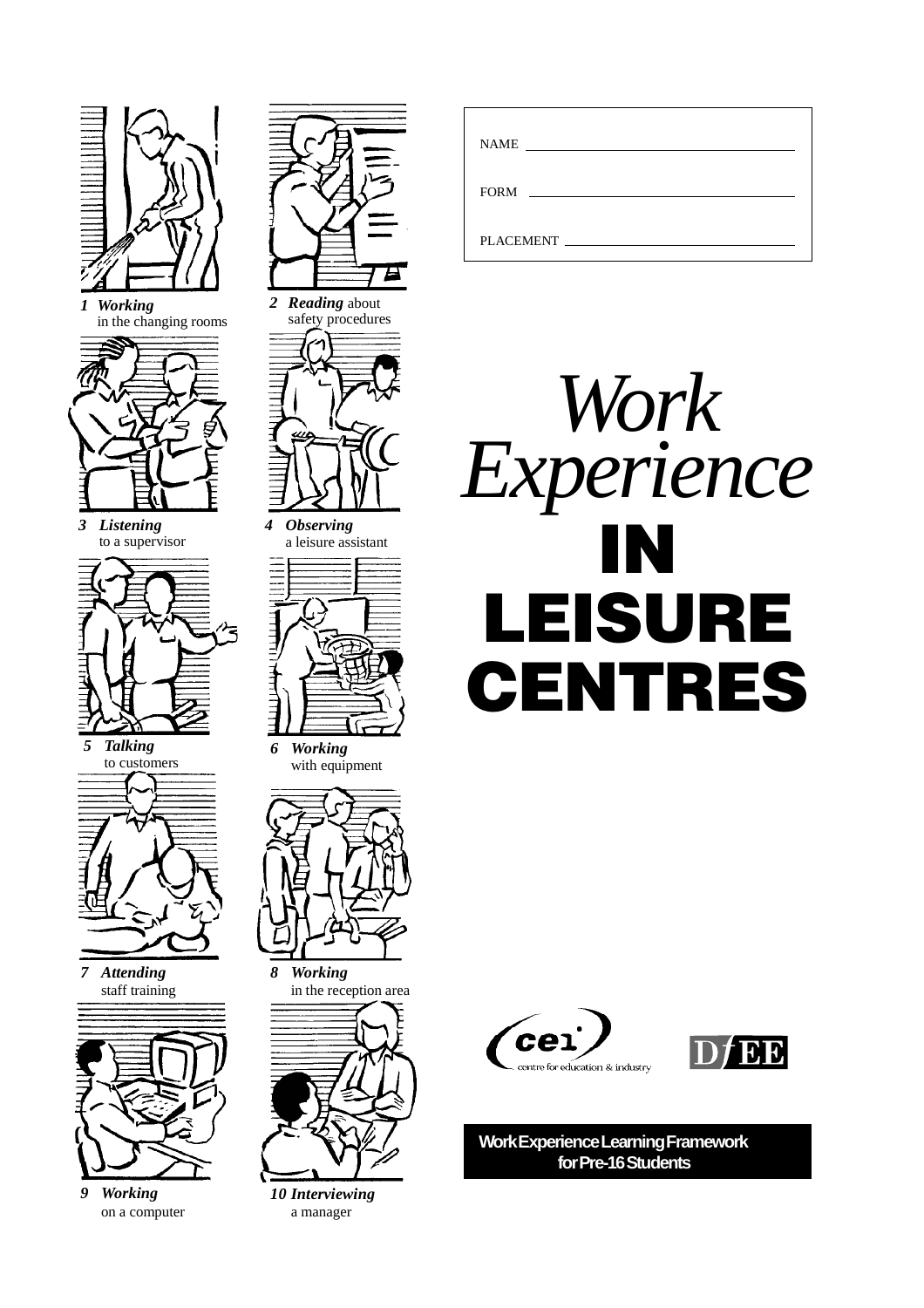NAME ______________________________

FORM ______________________________

PLACEMENT ______________________________

# *Work Experience* IN LEISURE CENTRES

*1 Working* in the changing rooms

*2 Reading* about safety procedures

*3 Listening* to a supervisor

*4 Observing* a leisure assistant

*5 Talking* to customers

*6 Working* with equipment

*7 Attending* staff training

*8 Working* in the reception area

*9 Working* on a computer

*10 Interviewing* a manager

cei centre for education & industry

DfEE

**Work Experience Learning Framework for Pre-16 Students**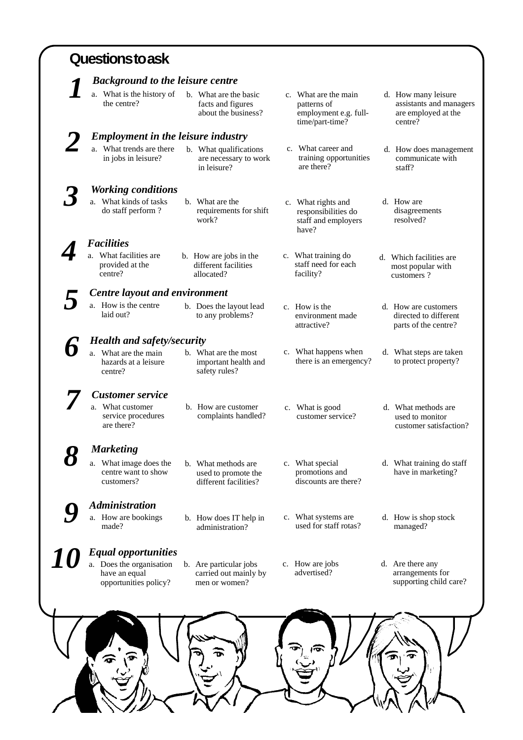# Questions to ask

## 1 *Background to the leisure centre*

a. What is the history of the centre?
b. What are the basic facts and figures about the business?
c. What are the main patterns of employment e.g. full-time/part-time?
d. How many leisure assistants and managers are employed at the centre?

## 2 *Employment in the leisure industry*

a. What trends are there in jobs in leisure?
b. What qualifications are necessary to work in leisure?
c. What career and training opportunities are there?
d. How does management communicate with staff?

## 3 *Working conditions*

a. What kinds of tasks do staff perform ?
b. What are the requirements for shift work?
c. What rights and responsibilities do staff and employers have?
d. How are disagreements resolved?

## 4 *Facilities*

a. What facilities are provided at the centre?
b. How are jobs in the different facilities allocated?
c. What training do staff need for each facility?
d. Which facilities are most popular with customers ?

## 5 *Centre layout and environment*

a. How is the centre laid out?
b. Does the layout lead to any problems?
c. How is the environment made attractive?
d. How are customers directed to different parts of the centre?

## 6 *Health and safety/security*

a. What are the main hazards at a leisure centre?
b. What are the most important health and safety rules?
c. What happens when there is an emergency?
d. What steps are taken to protect property?

## 7 *Customer service*

a. What customer service procedures are there?
b. How are customer complaints handled?
c. What is good customer service?
d. What methods are used to monitor customer satisfaction?

## 8 *Marketing*

a. What image does the centre want to show customers?
b. What methods are used to promote the different facilities?
c. What special promotions and discounts are there?
d. What training do staff have in marketing?

## 9 *Administration*

a. How are bookings made?
b. How does IT help in administration?
c. What systems are used for staff rotas?
d. How is shop stock managed?

## 10 *Equal opportunities*

a. Does the organisation have an equal opportunities policy?
b. Are particular jobs carried out mainly by men or women?
c. How are jobs advertised?
d. Are there any arrangements for supporting child care?